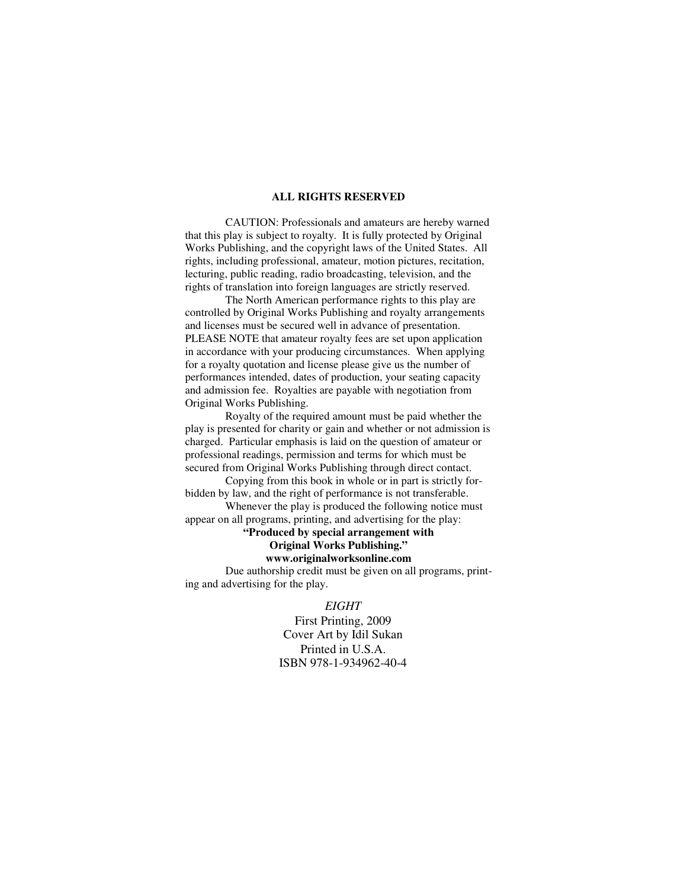## ALL RIGHTS RESERVED

CAUTION: Professionals and amateurs are hereby warned that this play is subject to royalty. It is fully protected by Original Works Publishing, and the copyright laws of the United States. All rights, including professional, amateur, motion pictures, recitation, lecturing, public reading, radio broadcasting, television, and the rights of translation into foreign languages are strictly reserved.

The North American performance rights to this play are controlled by Original Works Publishing and royalty arrangements and licenses must be secured well in advance of presentation. PLEASE NOTE that amateur royalty fees are set upon application in accordance with your producing circumstances. When applying for a royalty quotation and license please give us the number of performances intended, dates of production, your seating capacity and admission fee. Royalties are payable with negotiation from Original Works Publishing.

Royalty of the required amount must be paid whether the play is presented for charity or gain and whether or not admission is charged. Particular emphasis is laid on the question of amateur or professional readings, permission and terms for which must be secured from Original Works Publishing through direct contact.

Copying from this book in whole or in part is strictly forbidden by law, and the right of performance is not transferable.

Whenever the play is produced the following notice must appear on all programs, printing, and advertising for the play:

**"Produced by special arrangement with
Original Works Publishing."
www.originalworksonline.com**

Due authorship credit must be given on all programs, printing and advertising for the play.

*EIGHT*
First Printing, 2009
Cover Art by Idil Sukan
Printed in U.S.A.
ISBN 978-1-934962-40-4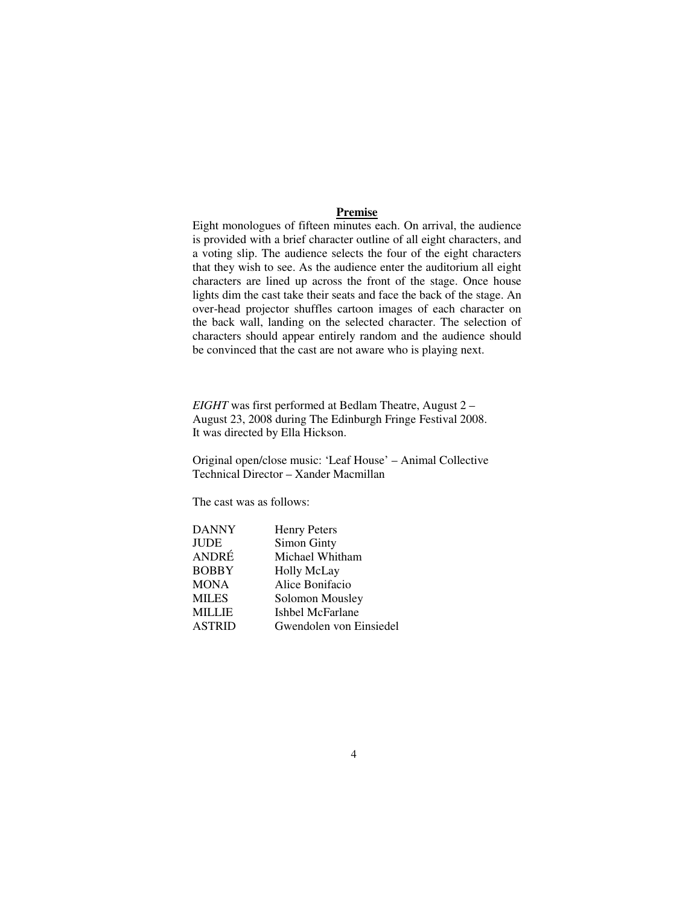## Premise

Eight monologues of fifteen minutes each. On arrival, the audience is provided with a brief character outline of all eight characters, and a voting slip. The audience selects the four of the eight characters that they wish to see. As the audience enter the auditorium all eight characters are lined up across the front of the stage. Once house lights dim the cast take their seats and face the back of the stage. An over-head projector shuffles cartoon images of each character on the back wall, landing on the selected character. The selection of characters should appear entirely random and the audience should be convinced that the cast are not aware who is playing next.

*EIGHT* was first performed at Bedlam Theatre, August 2 – August 23, 2008 during The Edinburgh Fringe Festival 2008. It was directed by Ella Hickson.

Original open/close music: 'Leaf House' – Animal Collective
Technical Director – Xander Macmillan

The cast was as follows:

| | |
|---|---|
| DANNY | Henry Peters |
| JUDE | Simon Ginty |
| ANDRÉ | Michael Whitham |
| BOBBY | Holly McLay |
| MONA | Alice Bonifacio |
| MILES | Solomon Mousley |
| MILLIE | Ishbel McFarlane |
| ASTRID | Gwendolen von Einsiedel |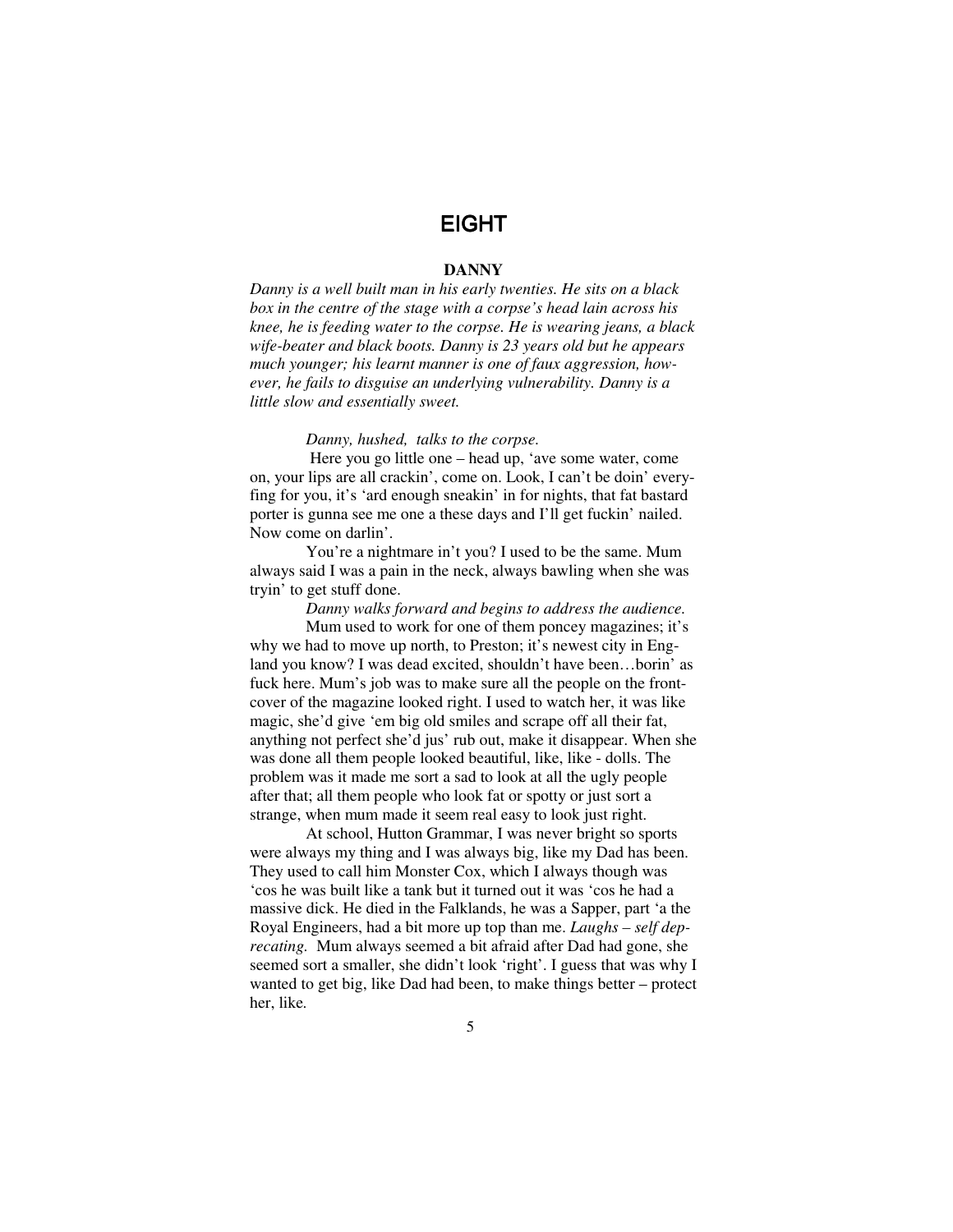# EIGHT

**DANNY**

*Danny is a well built man in his early twenties. He sits on a black box in the centre of the stage with a corpse's head lain across his knee, he is feeding water to the corpse. He is wearing jeans, a black wife-beater and black boots. Danny is 23 years old but he appears much younger; his learnt manner is one of faux aggression, however, he fails to disguise an underlying vulnerability. Danny is a little slow and essentially sweet.*

*Danny, hushed, talks to the corpse.*

Here you go little one – head up, 'ave some water, come on, your lips are all crackin', come on. Look, I can't be doin' everyfing for you, it's 'ard enough sneakin' in for nights, that fat bastard porter is gunna see me one a these days and I'll get fuckin' nailed. Now come on darlin'.

You're a nightmare in't you? I used to be the same. Mum always said I was a pain in the neck, always bawling when she was tryin' to get stuff done.

*Danny walks forward and begins to address the audience.*

Mum used to work for one of them poncey magazines; it's why we had to move up north, to Preston; it's newest city in England you know? I was dead excited, shouldn't have been…borin' as fuck here. Mum's job was to make sure all the people on the front-cover of the magazine looked right. I used to watch her, it was like magic, she'd give 'em big old smiles and scrape off all their fat, anything not perfect she'd jus' rub out, make it disappear. When she was done all them people looked beautiful, like, like - dolls. The problem was it made me sort a sad to look at all the ugly people after that; all them people who look fat or spotty or just sort a strange, when mum made it seem real easy to look just right.

At school, Hutton Grammar, I was never bright so sports were always my thing and I was always big, like my Dad has been. They used to call him Monster Cox, which I always though was 'cos he was built like a tank but it turned out it was 'cos he had a massive dick. He died in the Falklands, he was a Sapper, part 'a the Royal Engineers, had a bit more up top than me. *Laughs – self deprecating.* Mum always seemed a bit afraid after Dad had gone, she seemed sort a smaller, she didn't look 'right'. I guess that was why I wanted to get big, like Dad had been, to make things better – protect her, like.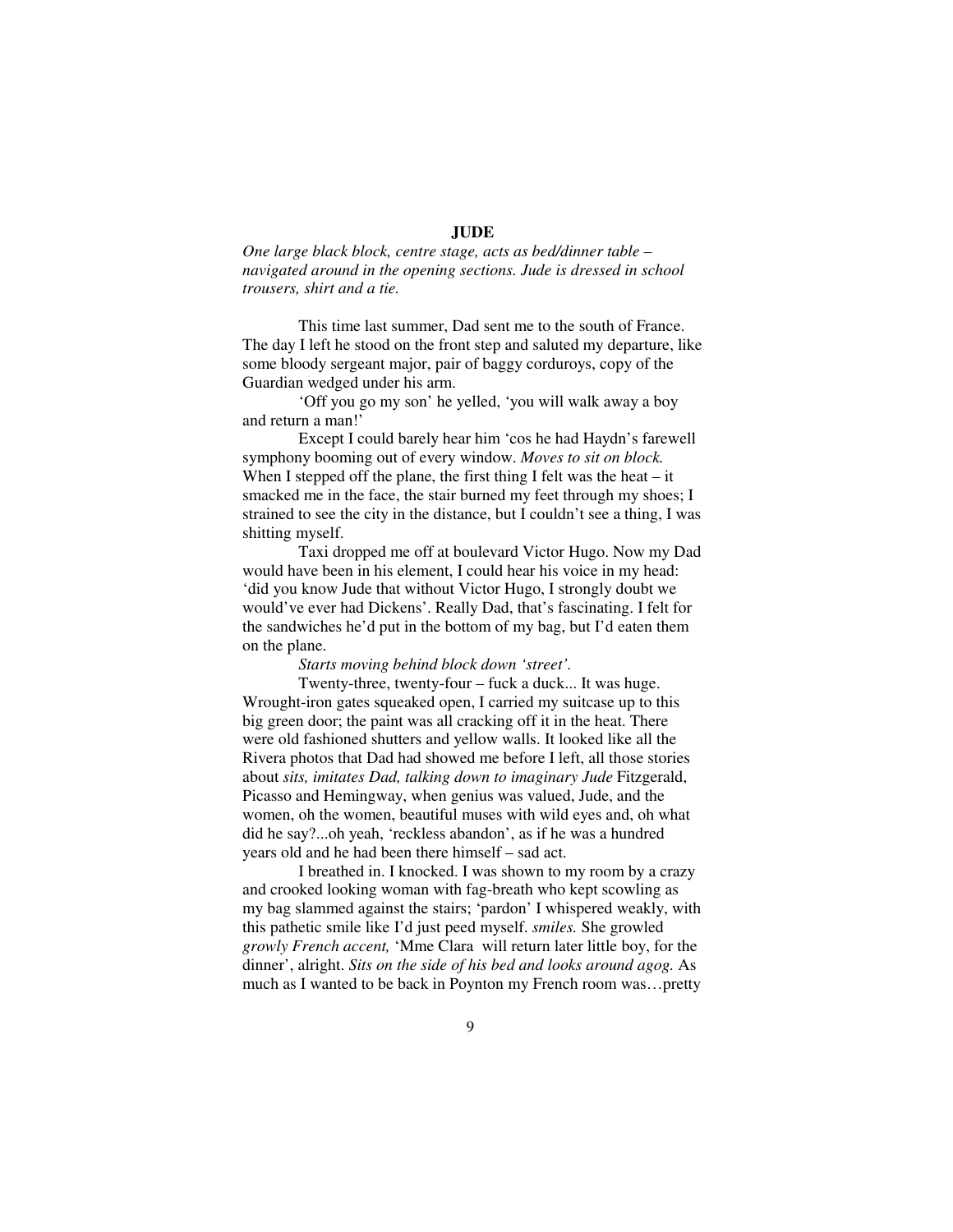**JUDE**

*One large black block, centre stage, acts as bed/dinner table – navigated around in the opening sections. Jude is dressed in school trousers, shirt and a tie.*

This time last summer, Dad sent me to the south of France. The day I left he stood on the front step and saluted my departure, like some bloody sergeant major, pair of baggy corduroys, copy of the Guardian wedged under his arm.

'Off you go my son' he yelled, 'you will walk away a boy and return a man!'

Except I could barely hear him 'cos he had Haydn's farewell symphony booming out of every window. *Moves to sit on block.* When I stepped off the plane, the first thing I felt was the heat – it smacked me in the face, the stair burned my feet through my shoes; I strained to see the city in the distance, but I couldn't see a thing, I was shitting myself.

Taxi dropped me off at boulevard Victor Hugo. Now my Dad would have been in his element, I could hear his voice in my head: 'did you know Jude that without Victor Hugo, I strongly doubt we would've ever had Dickens'. Really Dad, that's fascinating. I felt for the sandwiches he'd put in the bottom of my bag, but I'd eaten them on the plane.

*Starts moving behind block down 'street'.*

Twenty-three, twenty-four – fuck a duck... It was huge. Wrought-iron gates squeaked open, I carried my suitcase up to this big green door; the paint was all cracking off it in the heat. There were old fashioned shutters and yellow walls. It looked like all the Rivera photos that Dad had showed me before I left, all those stories about *sits, imitates Dad, talking down to imaginary Jude* Fitzgerald, Picasso and Hemingway, when genius was valued, Jude, and the women, oh the women, beautiful muses with wild eyes and, oh what did he say?...oh yeah, 'reckless abandon', as if he was a hundred years old and he had been there himself – sad act.

I breathed in. I knocked. I was shown to my room by a crazy and crooked looking woman with fag-breath who kept scowling as my bag slammed against the stairs; 'pardon' I whispered weakly, with this pathetic smile like I'd just peed myself. *smiles.* She growled *growly French accent,* 'Mme Clara will return later little boy, for the dinner', alright. *Sits on the side of his bed and looks around agog.* As much as I wanted to be back in Poynton my French room was…pretty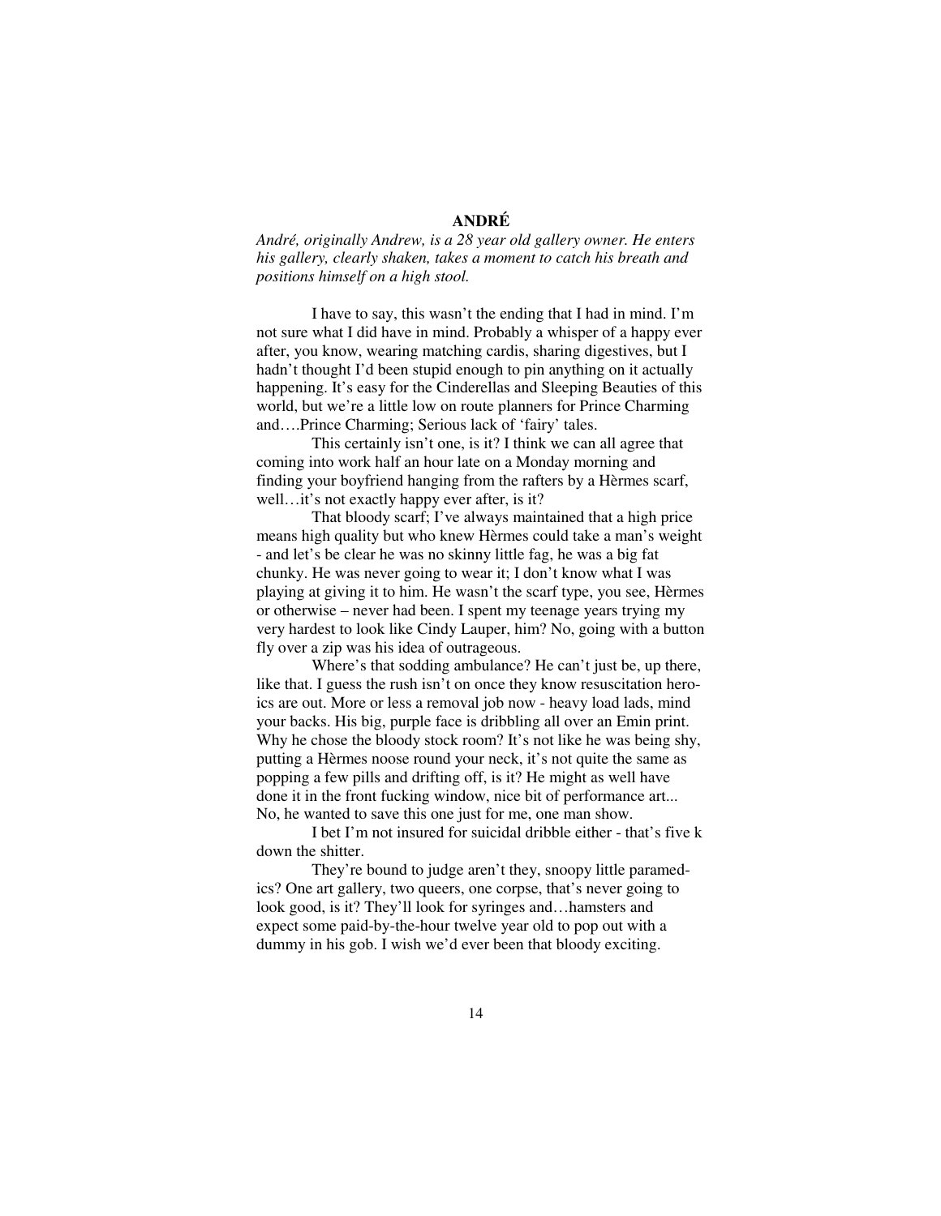## ANDRÉ

*André, originally Andrew, is a 28 year old gallery owner. He enters his gallery, clearly shaken, takes a moment to catch his breath and positions himself on a high stool.*

I have to say, this wasn't the ending that I had in mind. I'm not sure what I did have in mind. Probably a whisper of a happy ever after, you know, wearing matching cardis, sharing digestives, but I hadn't thought I'd been stupid enough to pin anything on it actually happening. It's easy for the Cinderellas and Sleeping Beauties of this world, but we're a little low on route planners for Prince Charming and….Prince Charming; Serious lack of 'fairy' tales.

This certainly isn't one, is it? I think we can all agree that coming into work half an hour late on a Monday morning and finding your boyfriend hanging from the rafters by a Hèrmes scarf, well…it's not exactly happy ever after, is it?

That bloody scarf; I've always maintained that a high price means high quality but who knew Hèrmes could take a man's weight - and let's be clear he was no skinny little fag, he was a big fat chunky. He was never going to wear it; I don't know what I was playing at giving it to him. He wasn't the scarf type, you see, Hèrmes or otherwise – never had been. I spent my teenage years trying my very hardest to look like Cindy Lauper, him? No, going with a button fly over a zip was his idea of outrageous.

Where's that sodding ambulance? He can't just be, up there, like that. I guess the rush isn't on once they know resuscitation heroics are out. More or less a removal job now - heavy load lads, mind your backs. His big, purple face is dribbling all over an Emin print. Why he chose the bloody stock room? It's not like he was being shy, putting a Hèrmes noose round your neck, it's not quite the same as popping a few pills and drifting off, is it? He might as well have done it in the front fucking window, nice bit of performance art... No, he wanted to save this one just for me, one man show.

I bet I'm not insured for suicidal dribble either - that's five k down the shitter.

They're bound to judge aren't they, snoopy little paramedics? One art gallery, two queers, one corpse, that's never going to look good, is it? They'll look for syringes and…hamsters and expect some paid-by-the-hour twelve year old to pop out with a dummy in his gob. I wish we'd ever been that bloody exciting.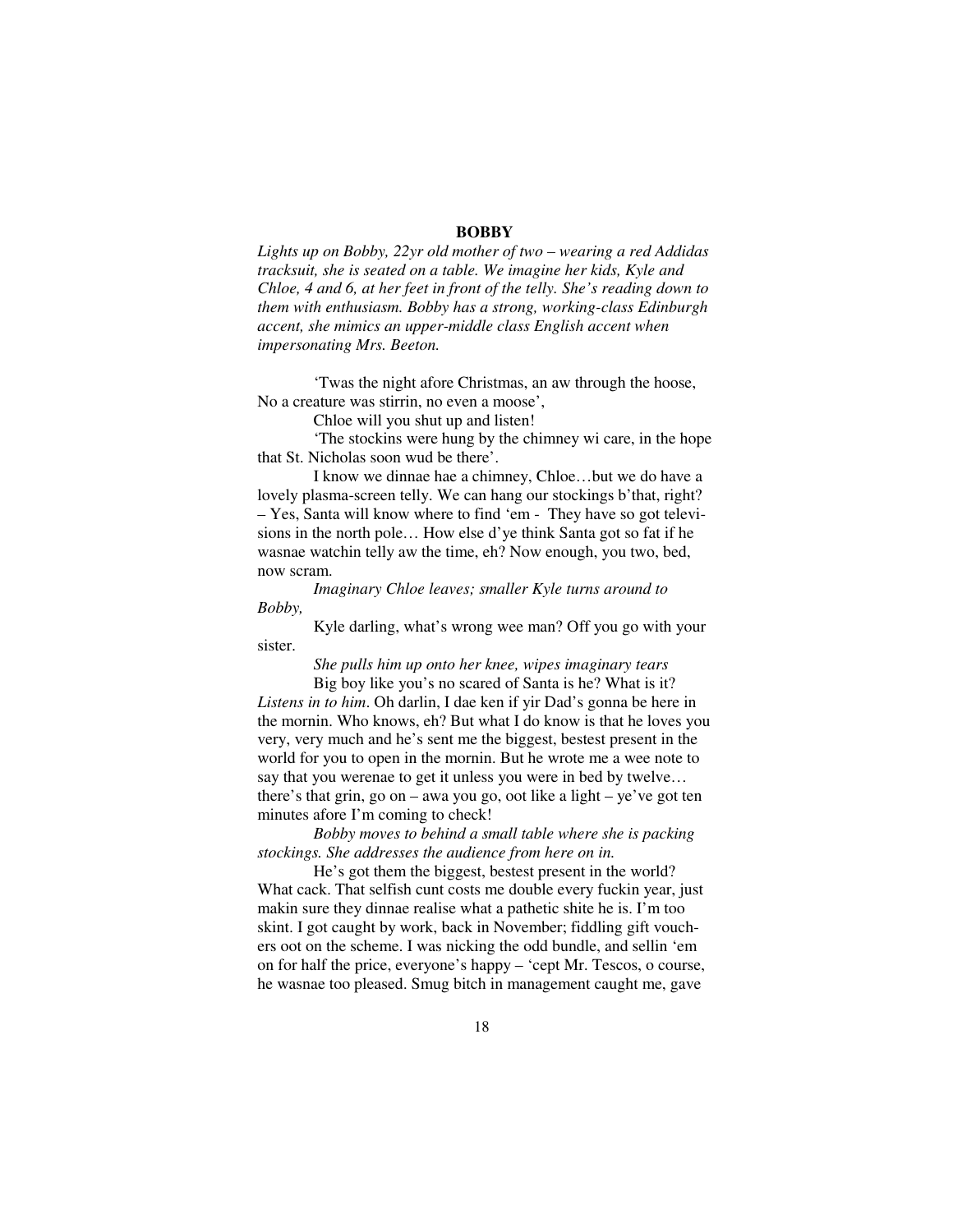**BOBBY**

*Lights up on Bobby, 22yr old mother of two – wearing a red Addidas tracksuit, she is seated on a table. We imagine her kids, Kyle and Chloe, 4 and 6, at her feet in front of the telly. She's reading down to them with enthusiasm. Bobby has a strong, working-class Edinburgh accent, she mimics an upper-middle class English accent when impersonating Mrs. Beeton.*

'Twas the night afore Christmas, an aw through the hoose, No a creature was stirrin, no even a moose',

Chloe will you shut up and listen!

'The stockins were hung by the chimney wi care, in the hope that St. Nicholas soon wud be there'.

I know we dinnae hae a chimney, Chloe…but we do have a lovely plasma-screen telly. We can hang our stockings b'that, right? – Yes, Santa will know where to find 'em - They have so got televisions in the north pole… How else d'ye think Santa got so fat if he wasnae watchin telly aw the time, eh? Now enough, you two, bed, now scram.

*Imaginary Chloe leaves; smaller Kyle turns around to Bobby,*

Kyle darling, what's wrong wee man? Off you go with your sister.

*She pulls him up onto her knee, wipes imaginary tears*

Big boy like you's no scared of Santa is he? What is it? *Listens in to him*. Oh darlin, I dae ken if yir Dad's gonna be here in the mornin. Who knows, eh? But what I do know is that he loves you very, very much and he's sent me the biggest, bestest present in the world for you to open in the mornin. But he wrote me a wee note to say that you werenae to get it unless you were in bed by twelve… there's that grin, go on – awa you go, oot like a light – ye've got ten minutes afore I'm coming to check!

*Bobby moves to behind a small table where she is packing stockings. She addresses the audience from here on in.*

He's got them the biggest, bestest present in the world? What cack. That selfish cunt costs me double every fuckin year, just makin sure they dinnae realise what a pathetic shite he is. I'm too skint. I got caught by work, back in November; fiddling gift vouchers oot on the scheme. I was nicking the odd bundle, and sellin 'em on for half the price, everyone's happy – 'cept Mr. Tescos, o course, he wasnae too pleased. Smug bitch in management caught me, gave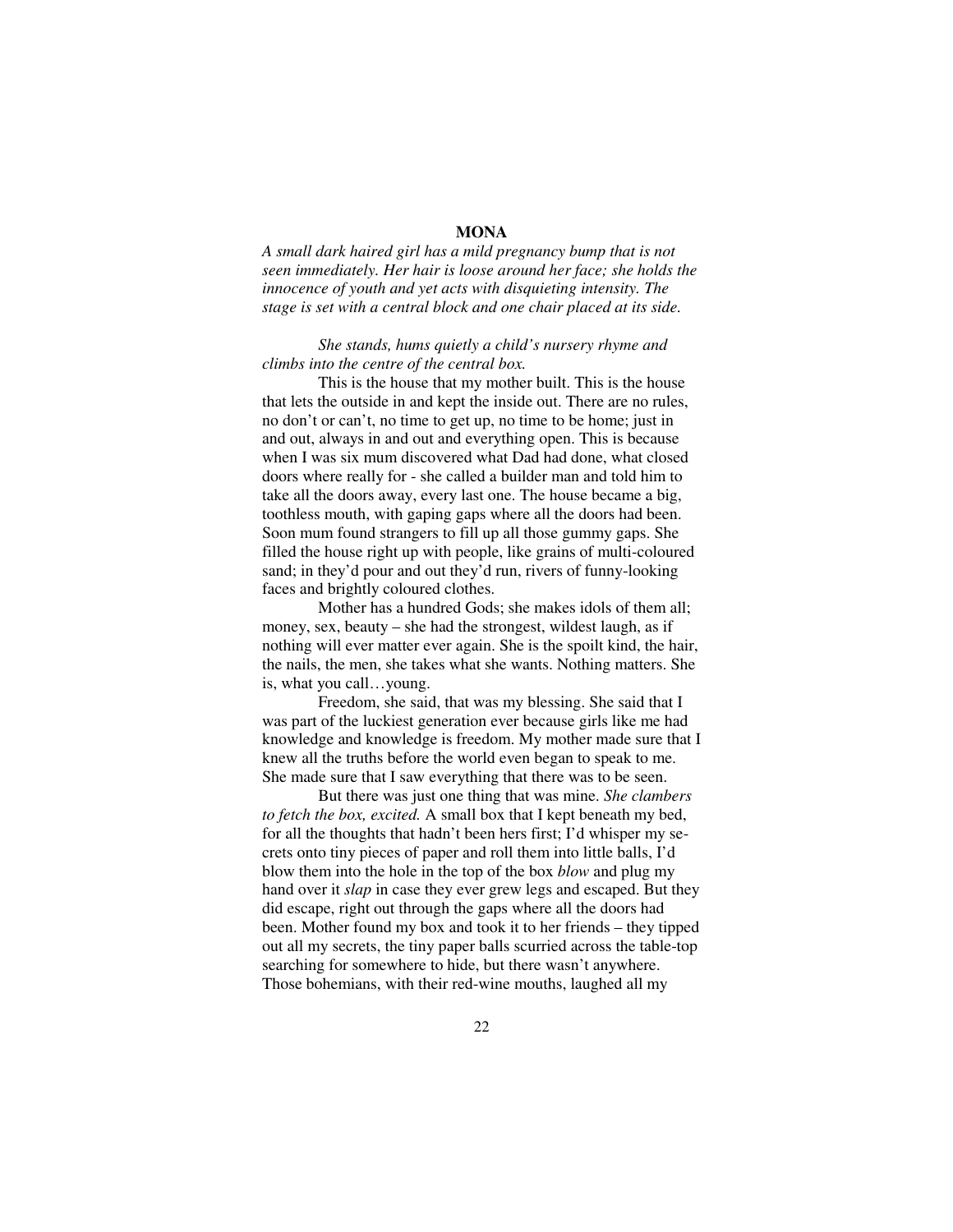**MONA**

*A small dark haired girl has a mild pregnancy bump that is not seen immediately. Her hair is loose around her face; she holds the innocence of youth and yet acts with disquieting intensity. The stage is set with a central block and one chair placed at its side.*

*She stands, hums quietly a child's nursery rhyme and climbs into the centre of the central box.*

This is the house that my mother built. This is the house that lets the outside in and kept the inside out. There are no rules, no don't or can't, no time to get up, no time to be home; just in and out, always in and out and everything open. This is because when I was six mum discovered what Dad had done, what closed doors where really for - she called a builder man and told him to take all the doors away, every last one. The house became a big, toothless mouth, with gaping gaps where all the doors had been. Soon mum found strangers to fill up all those gummy gaps. She filled the house right up with people, like grains of multi-coloured sand; in they'd pour and out they'd run, rivers of funny-looking faces and brightly coloured clothes.

Mother has a hundred Gods; she makes idols of them all; money, sex, beauty – she had the strongest, wildest laugh, as if nothing will ever matter ever again. She is the spoilt kind, the hair, the nails, the men, she takes what she wants. Nothing matters. She is, what you call…young.

Freedom, she said, that was my blessing. She said that I was part of the luckiest generation ever because girls like me had knowledge and knowledge is freedom. My mother made sure that I knew all the truths before the world even began to speak to me. She made sure that I saw everything that there was to be seen.

But there was just one thing that was mine. *She clambers to fetch the box, excited.* A small box that I kept beneath my bed, for all the thoughts that hadn't been hers first; I'd whisper my secrets onto tiny pieces of paper and roll them into little balls, I'd blow them into the hole in the top of the box *blow* and plug my hand over it *slap* in case they ever grew legs and escaped. But they did escape, right out through the gaps where all the doors had been. Mother found my box and took it to her friends – they tipped out all my secrets, the tiny paper balls scurried across the table-top searching for somewhere to hide, but there wasn't anywhere. Those bohemians, with their red-wine mouths, laughed all my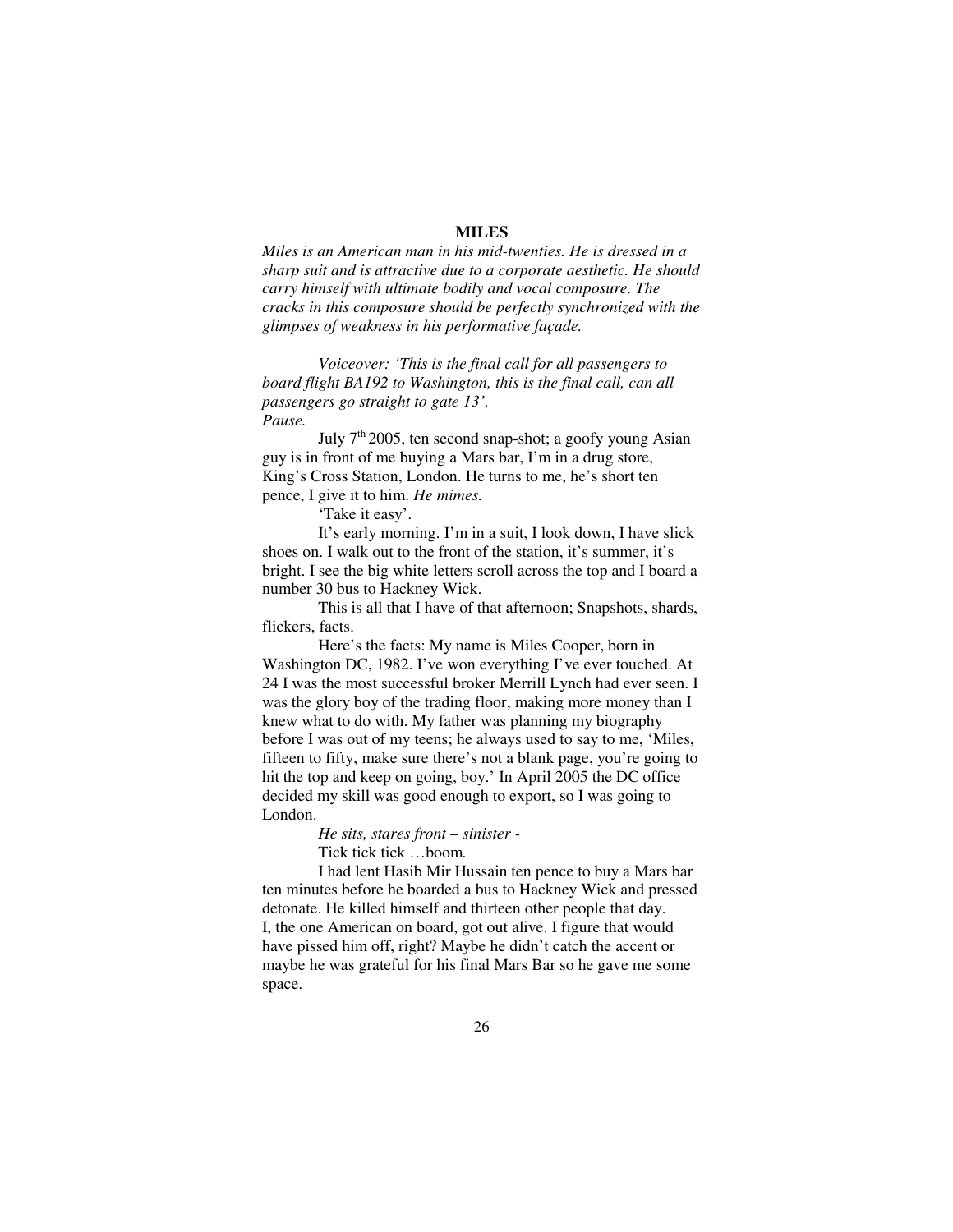**MILES**

*Miles is an American man in his mid-twenties. He is dressed in a sharp suit and is attractive due to a corporate aesthetic. He should carry himself with ultimate bodily and vocal composure. The cracks in this composure should be perfectly synchronized with the glimpses of weakness in his performative façade.*

*Voiceover: 'This is the final call for all passengers to board flight BA192 to Washington, this is the final call, can all passengers go straight to gate 13'.*

*Pause.*

July 7th 2005, ten second snap-shot; a goofy young Asian guy is in front of me buying a Mars bar, I'm in a drug store, King's Cross Station, London. He turns to me, he's short ten pence, I give it to him. *He mimes.*

'Take it easy'.

It's early morning. I'm in a suit, I look down, I have slick shoes on. I walk out to the front of the station, it's summer, it's bright. I see the big white letters scroll across the top and I board a number 30 bus to Hackney Wick.

This is all that I have of that afternoon; Snapshots, shards, flickers, facts.

Here's the facts: My name is Miles Cooper, born in Washington DC, 1982. I've won everything I've ever touched. At 24 I was the most successful broker Merrill Lynch had ever seen. I was the glory boy of the trading floor, making more money than I knew what to do with. My father was planning my biography before I was out of my teens; he always used to say to me, 'Miles, fifteen to fifty, make sure there's not a blank page, you're going to hit the top and keep on going, boy.' In April 2005 the DC office decided my skill was good enough to export, so I was going to London.

*He sits, stares front – sinister -*

Tick tick tick …boom*.*

I had lent Hasib Mir Hussain ten pence to buy a Mars bar ten minutes before he boarded a bus to Hackney Wick and pressed detonate. He killed himself and thirteen other people that day. I, the one American on board, got out alive. I figure that would have pissed him off, right? Maybe he didn't catch the accent or maybe he was grateful for his final Mars Bar so he gave me some space.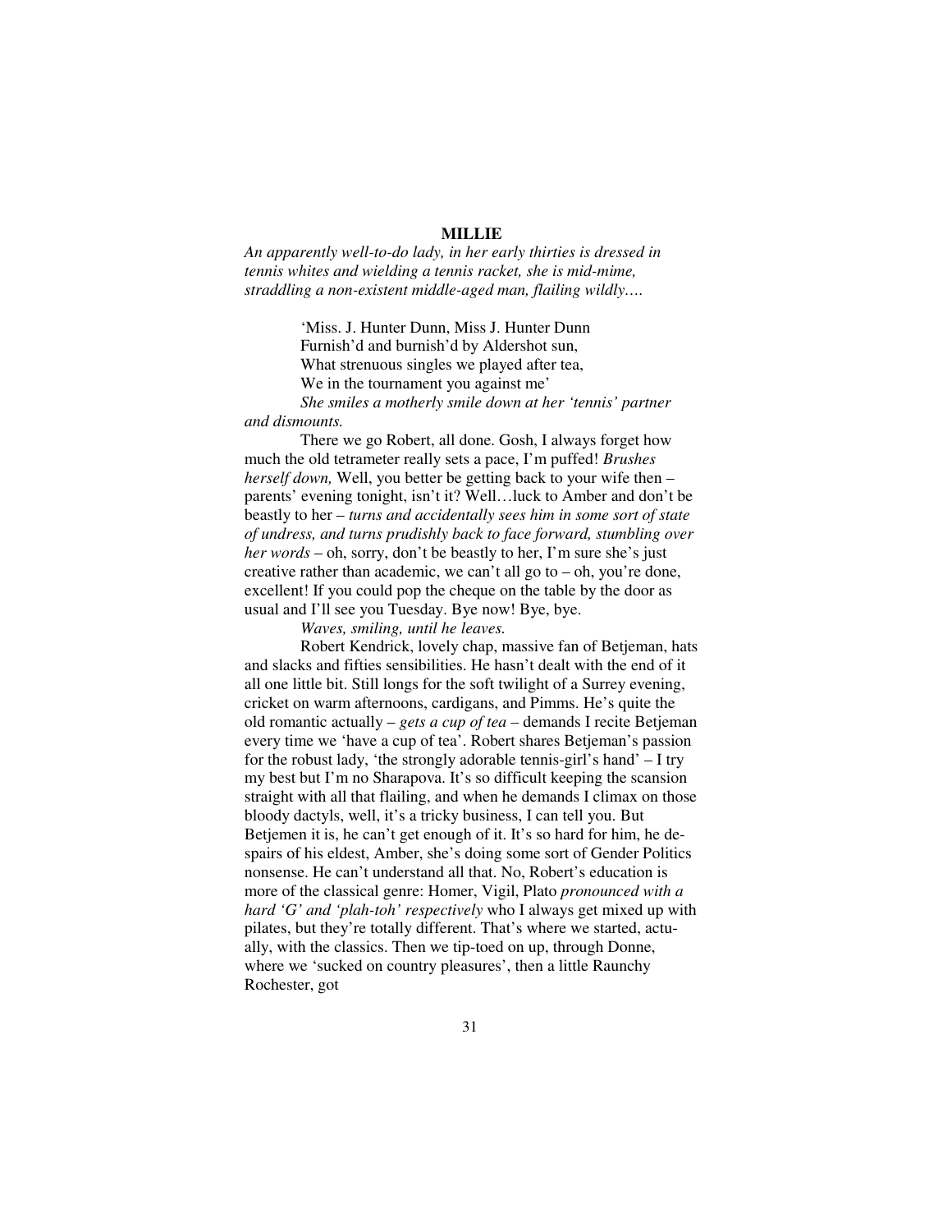**MILLIE**

*An apparently well-to-do lady, in her early thirties is dressed in tennis whites and wielding a tennis racket, she is mid-mime, straddling a non-existent middle-aged man, flailing wildly….*

> 'Miss. J. Hunter Dunn, Miss J. Hunter Dunn
> Furnish'd and burnish'd by Aldershot sun,
> What strenuous singles we played after tea,
> We in the tournament you against me'

*She smiles a motherly smile down at her 'tennis' partner and dismounts.*

There we go Robert, all done. Gosh, I always forget how much the old tetrameter really sets a pace, I'm puffed! *Brushes herself down,* Well, you better be getting back to your wife then – parents' evening tonight, isn't it? Well…luck to Amber and don't be beastly to her – *turns and accidentally sees him in some sort of state of undress, and turns prudishly back to face forward, stumbling over her words* – oh, sorry, don't be beastly to her, I'm sure she's just creative rather than academic, we can't all go to – oh, you're done, excellent! If you could pop the cheque on the table by the door as usual and I'll see you Tuesday. Bye now! Bye, bye.

*Waves, smiling, until he leaves.*

Robert Kendrick, lovely chap, massive fan of Betjeman, hats and slacks and fifties sensibilities. He hasn't dealt with the end of it all one little bit. Still longs for the soft twilight of a Surrey evening, cricket on warm afternoons, cardigans, and Pimms. He's quite the old romantic actually – *gets a cup of tea* – demands I recite Betjeman every time we 'have a cup of tea'. Robert shares Betjeman's passion for the robust lady, 'the strongly adorable tennis-girl's hand' – I try my best but I'm no Sharapova. It's so difficult keeping the scansion straight with all that flailing, and when he demands I climax on those bloody dactyls, well, it's a tricky business, I can tell you. But Betjemen it is, he can't get enough of it. It's so hard for him, he despairs of his eldest, Amber, she's doing some sort of Gender Politics nonsense. He can't understand all that. No, Robert's education is more of the classical genre: Homer, Vigil, Plato *pronounced with a hard 'G' and 'plah-toh' respectively* who I always get mixed up with pilates, but they're totally different. That's where we started, actually, with the classics. Then we tip-toed on up, through Donne, where we 'sucked on country pleasures', then a little Raunchy Rochester, got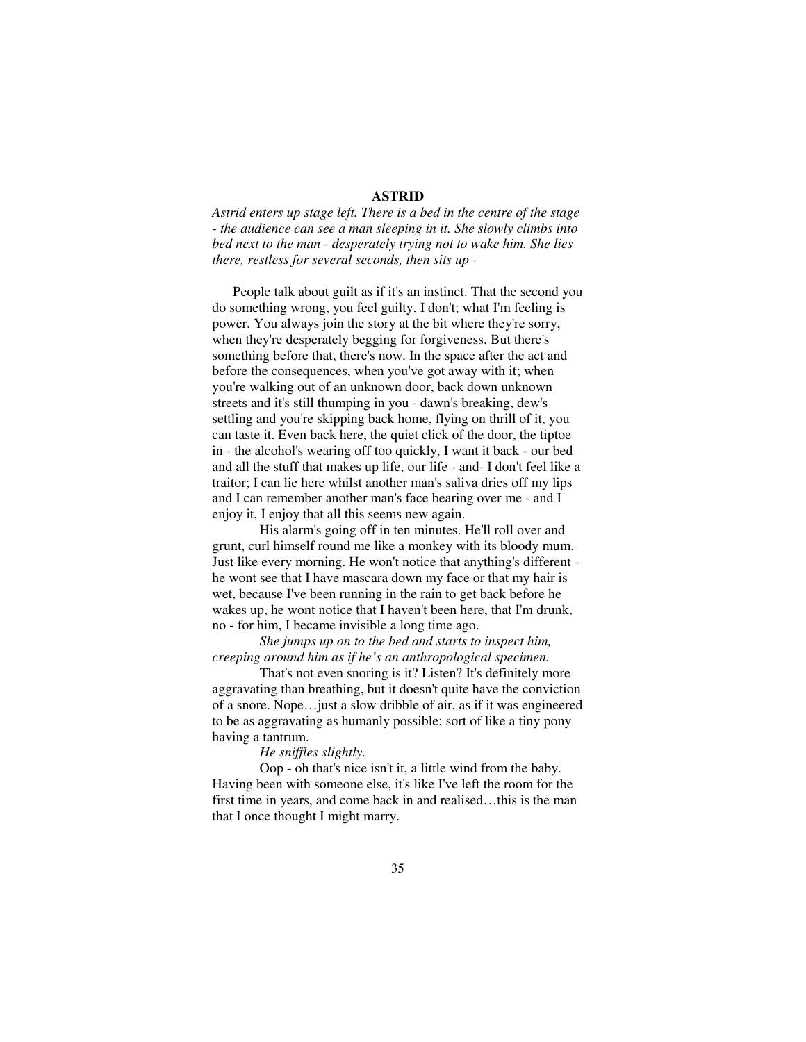**ASTRID**

*Astrid enters up stage left. There is a bed in the centre of the stage - the audience can see a man sleeping in it. She slowly climbs into bed next to the man - desperately trying not to wake him. She lies there, restless for several seconds, then sits up -*

People talk about guilt as if it's an instinct. That the second you do something wrong, you feel guilty. I don't; what I'm feeling is power. You always join the story at the bit where they're sorry, when they're desperately begging for forgiveness. But there's something before that, there's now. In the space after the act and before the consequences, when you've got away with it; when you're walking out of an unknown door, back down unknown streets and it's still thumping in you - dawn's breaking, dew's settling and you're skipping back home, flying on thrill of it, you can taste it. Even back here, the quiet click of the door, the tiptoe in - the alcohol's wearing off too quickly, I want it back - our bed and all the stuff that makes up life, our life - and- I don't feel like a traitor; I can lie here whilst another man's saliva dries off my lips and I can remember another man's face bearing over me - and I enjoy it, I enjoy that all this seems new again.

His alarm's going off in ten minutes. He'll roll over and grunt, curl himself round me like a monkey with its bloody mum. Just like every morning. He won't notice that anything's different - he wont see that I have mascara down my face or that my hair is wet, because I've been running in the rain to get back before he wakes up, he wont notice that I haven't been here, that I'm drunk, no - for him, I became invisible a long time ago.

*She jumps up on to the bed and starts to inspect him, creeping around him as if he's an anthropological specimen.*

That's not even snoring is it? Listen? It's definitely more aggravating than breathing, but it doesn't quite have the conviction of a snore. Nope…just a slow dribble of air, as if it was engineered to be as aggravating as humanly possible; sort of like a tiny pony having a tantrum.

*He sniffles slightly.*

Oop - oh that's nice isn't it, a little wind from the baby. Having been with someone else, it's like I've left the room for the first time in years, and come back in and realised…this is the man that I once thought I might marry.